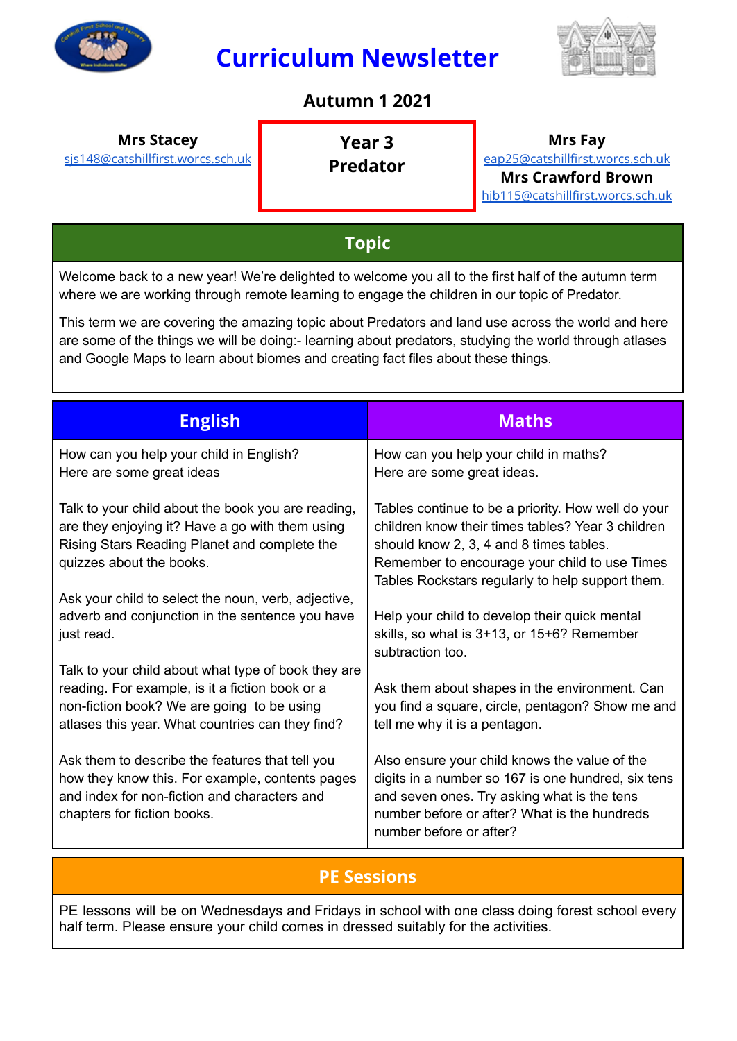# Curriculum Newsletter

## Autumn 1 2021

**Mrs Stacey**
sjs148@catshillfirst.worcs.sch.uk

**Year 3**
**Predator**

**Mrs Fay**
eap25@catshillfirst.worcs.sch.uk
**Mrs Crawford Brown**
hjb115@catshillfirst.worcs.sch.uk

## Topic

Welcome back to a new year! We're delighted to welcome you all to the first half of the autumn term where we are working through remote learning to engage the children in our topic of Predator.

This term we are covering the amazing topic about Predators and land use across the world and here are some of the things we will be doing:- learning about predators, studying the world through atlases and Google Maps to learn about biomes and creating fact files about these things.

## English

How can you help your child in English?
Here are some great ideas

Talk to your child about the book you are reading, are they enjoying it? Have a go with them using Rising Stars Reading Planet and complete the quizzes about the books.

Ask your child to select the noun, verb, adjective, adverb and conjunction in the sentence you have just read.

Talk to your child about what type of book they are reading. For example, is it a fiction book or a non-fiction book? We are going to be using atlases this year. What countries can they find?

Ask them to describe the features that tell you how they know this. For example, contents pages and index for non-fiction and characters and chapters for fiction books.

## Maths

How can you help your child in maths?
Here are some great ideas.

Tables continue to be a priority. How well do your children know their times tables? Year 3 children should know 2, 3, 4 and 8 times tables. Remember to encourage your child to use Times Tables Rockstars regularly to help support them.

Help your child to develop their quick mental skills, so what is 3+13, or 15+6? Remember subtraction too.

Ask them about shapes in the environment. Can you find a square, circle, pentagon? Show me and tell me why it is a pentagon.

Also ensure your child knows the value of the digits in a number so 167 is one hundred, six tens and seven ones. Try asking what is the tens number before or after? What is the hundreds number before or after?

## PE Sessions

PE lessons will be on Wednesdays and Fridays in school with one class doing forest school every half term. Please ensure your child comes in dressed suitably for the activities.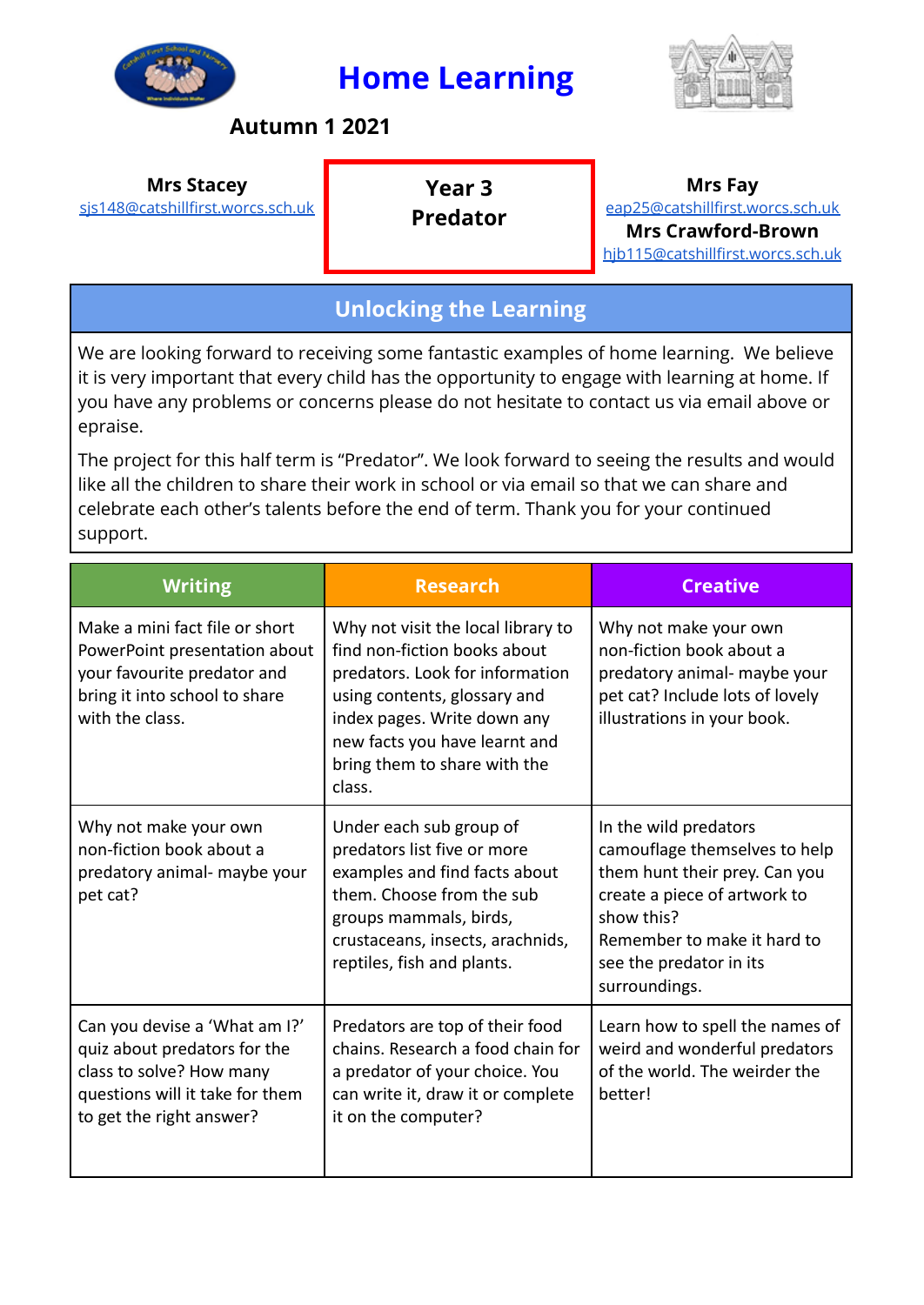# Home Learning

**Autumn 1 2021**

**Mrs Stacey**
sjs148@catshillfirst.worcs.sch.uk

**Year 3**
**Predator**

**Mrs Fay**
eap25@catshillfirst.worcs.sch.uk
**Mrs Crawford-Brown**
hjb115@catshillfirst.worcs.sch.uk

## Unlocking the Learning

We are looking forward to receiving some fantastic examples of home learning. We believe it is very important that every child has the opportunity to engage with learning at home. If you have any problems or concerns please do not hesitate to contact us via email above or epraise.

The project for this half term is "Predator". We look forward to seeing the results and would like all the children to share their work in school or via email so that we can share and celebrate each other's talents before the end of term. Thank you for your continued support.

| Writing | Research | Creative |
|---|---|---|
| Make a mini fact file or short PowerPoint presentation about your favourite predator and bring it into school to share with the class. | Why not visit the local library to find non-fiction books about predators. Look for information using contents, glossary and index pages. Write down any new facts you have learnt and bring them to share with the class. | Why not make your own non-fiction book about a predatory animal- maybe your pet cat? Include lots of lovely illustrations in your book. |
| Why not make your own non-fiction book about a predatory animal- maybe your pet cat? | Under each sub group of predators list five or more examples and find facts about them. Choose from the sub groups mammals, birds, crustaceans, insects, arachnids, reptiles, fish and plants. | In the wild predators camouflage themselves to help them hunt their prey. Can you create a piece of artwork to show this? Remember to make it hard to see the predator in its surroundings. |
| Can you devise a 'What am I?' quiz about predators for the class to solve? How many questions will it take for them to get the right answer? | Predators are top of their food chains. Research a food chain for a predator of your choice. You can write it, draw it or complete it on the computer? | Learn how to spell the names of weird and wonderful predators of the world. The weirder the better! |